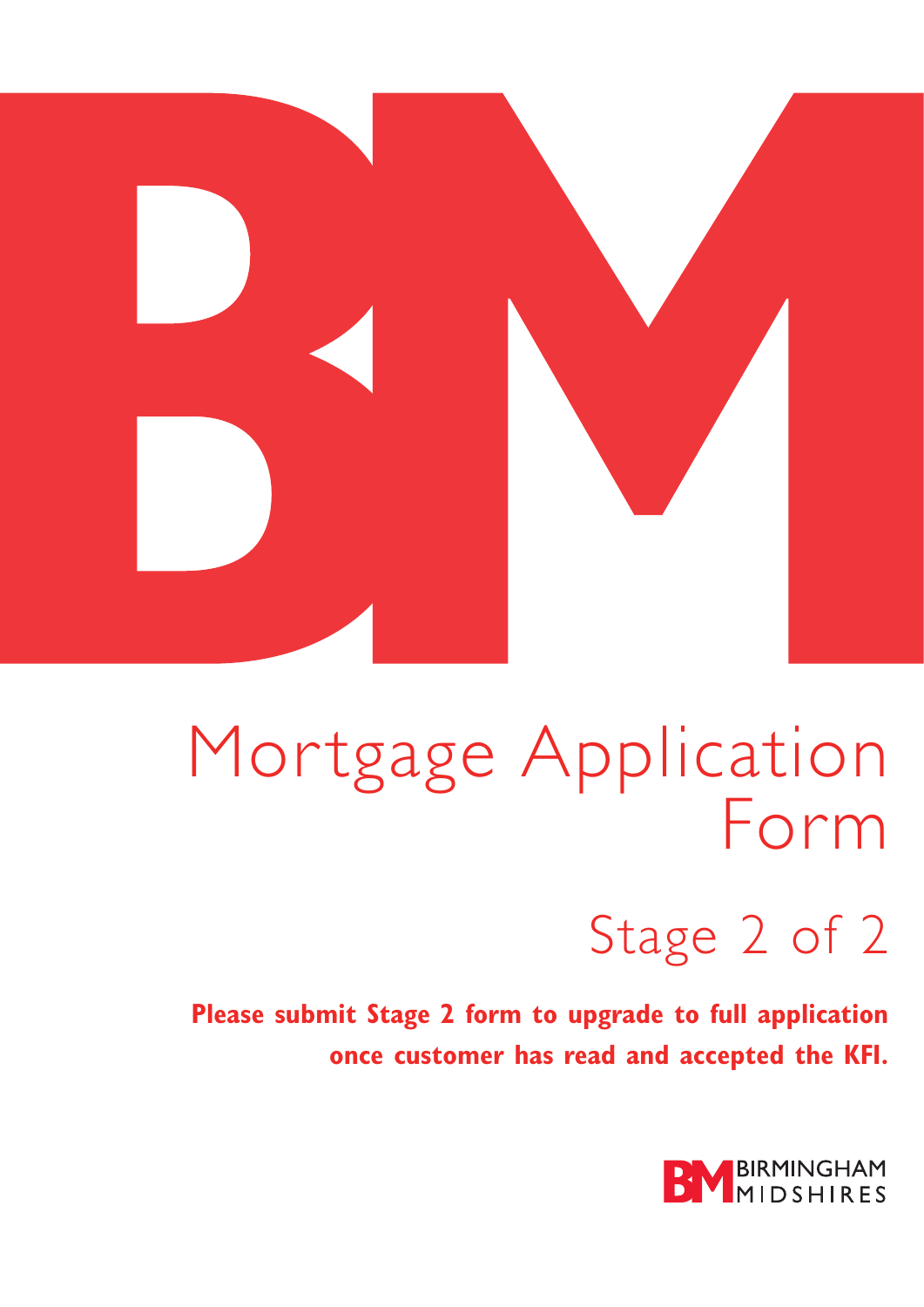# Mortgage Application Form

## Stage 2 of 2

**Please submit Stage 2 form to upgrade to full application once customer has read and accepted the KFI.**

BIRMINGHAM MIDSHIRES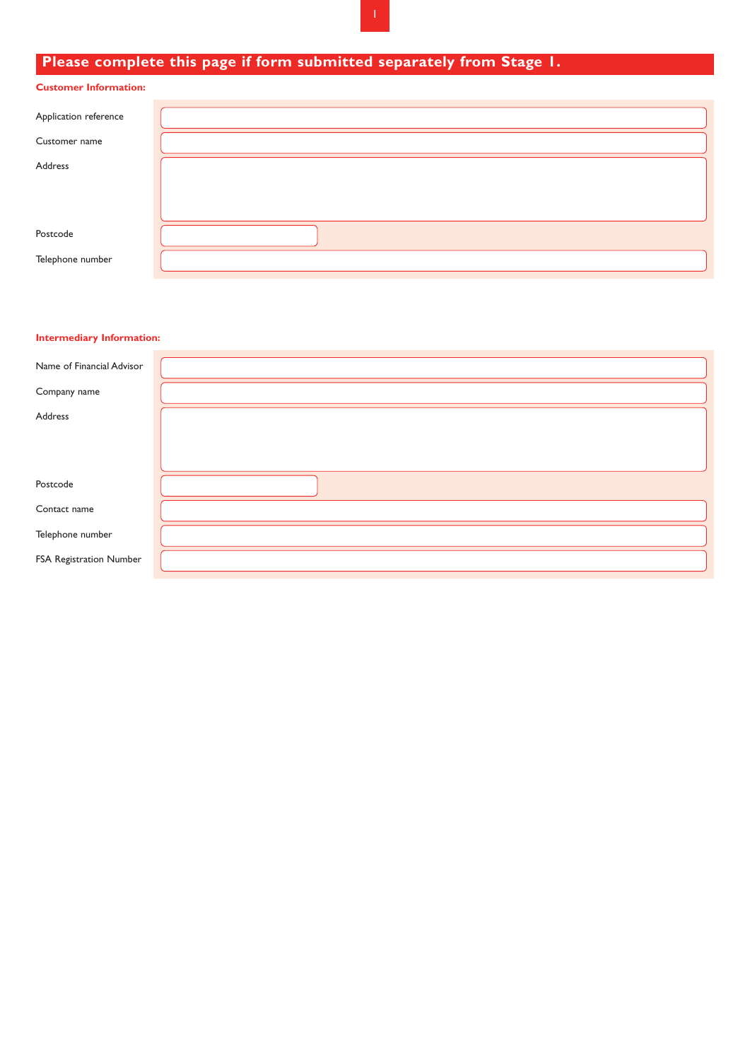## Please complete this page if form submitted separately from Stage 1.

**Customer Information:**

| | |
|---|---|
| Application reference | |
| Customer name | |
| Address | |
| Postcode | |
| Telephone number | |

**Intermediary Information:**

| | |
|---|---|
| Name of Financial Advisor | |
| Company name | |
| Address | |
| Postcode | |
| Contact name | |
| Telephone number | |
| FSA Registration Number | |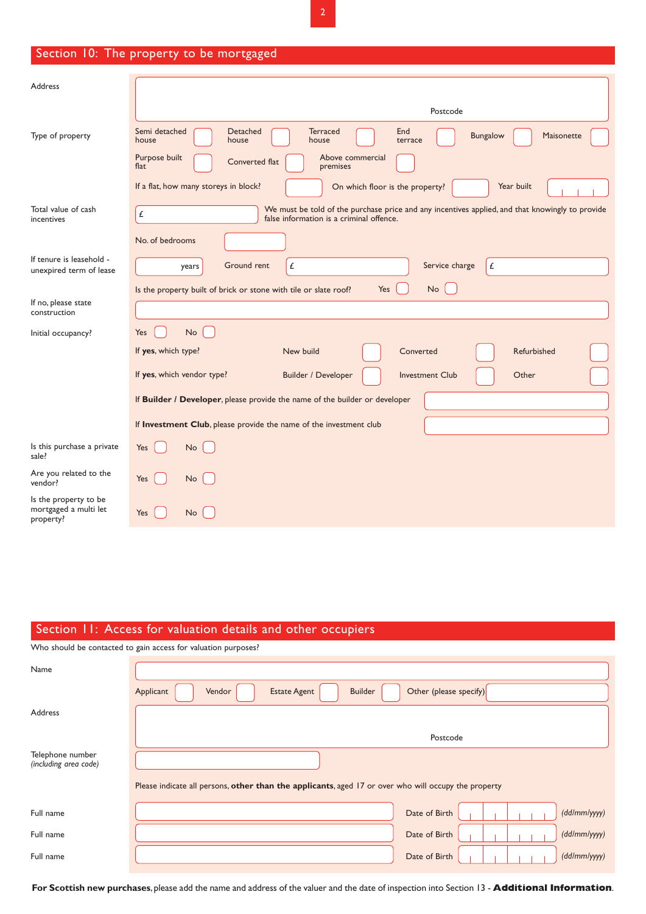## Section 10: The property to be mortgaged

**Address**

Postcode

**Type of property**

Semi detached house ☐ Detached house ☐ Terraced house ☐ End terrace ☐ Bungalow ☐ Maisonette ☐

Purpose built flat ☐ Converted flat ☐ Above commercial premises ☐

If a flat, how many storeys in block? ☐ On which floor is the property? ☐ Year built ☐

**Total value of cash incentives**

£

We must be told of the purchase price and any incentives applied, and that knowingly to provide false information is a criminal offence.

No. of bedrooms ☐

**If tenure is leasehold - unexpired term of lease**

years Ground rent £ Service charge £

Is the property built of brick or stone with tile or slate roof? Yes ☐ No ☐

**If no, please state construction**

**Initial occupancy?**

Yes ☐ No ☐

If **yes**, which type? New build ☐ Converted ☐ Refurbished ☐

If **yes**, which vendor type? Builder / Developer ☐ Investment Club ☐ Other ☐

If **Builder / Developer**, please provide the name of the builder or developer

If **Investment Club**, please provide the name of the investment club

**Is this purchase a private sale?** Yes ☐ No ☐

**Are you related to the vendor?** Yes ☐ No ☐

**Is the property to be mortgaged a multi let property?** Yes ☐ No ☐

## Section 11: Access for valuation details and other occupiers

Who should be contacted to gain access for valuation purposes?

**Name**

Applicant ☐ Vendor ☐ Estate Agent ☐ Builder ☐ Other (please specify)

**Address**

Postcode

**Telephone number** *(including area code)*

Please indicate all persons, **other than the applicants**, aged 17 or over who will occupy the property

| | | |
|---|---|---|
| Full name | Date of Birth | *(dd/mm/yyyy)* |
| Full name | Date of Birth | *(dd/mm/yyyy)* |
| Full name | Date of Birth | *(dd/mm/yyyy)* |

**For Scottish new purchases**, please add the name and address of the valuer and the date of inspection into Section 13 - **Additional Information**.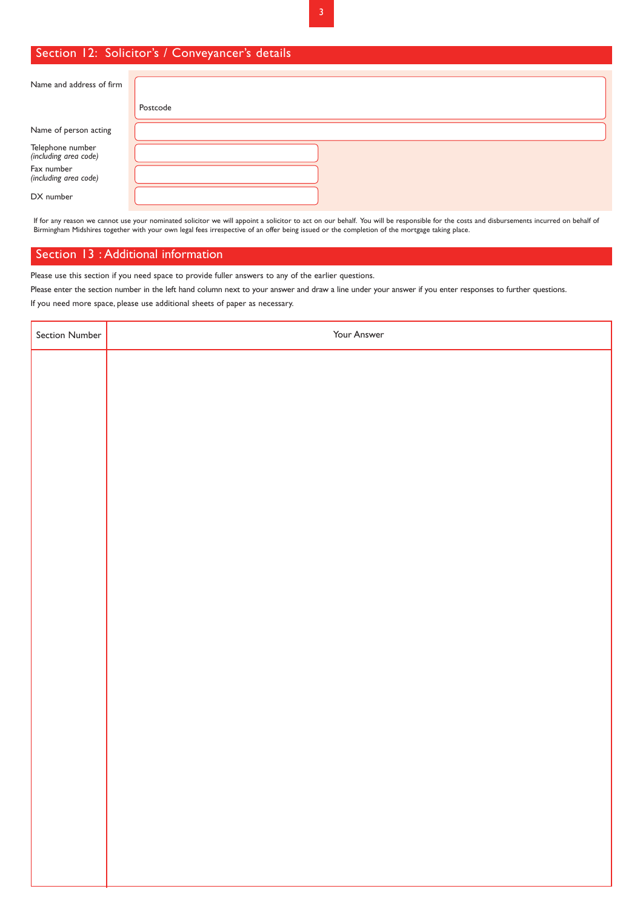## Section 12: Solicitor's / Conveyancer's details

| | |
|---|---|
| Name and address of firm | Postcode |
| Name of person acting | |
| Telephone number *(including area code)* | |
| Fax number *(including area code)* | |
| DX number | |

If for any reason we cannot use your nominated solicitor we will appoint a solicitor to act on our behalf. You will be responsible for the costs and disbursements incurred on behalf of Birmingham Midshires together with your own legal fees irrespective of an offer being issued or the completion of the mortgage taking place.

## Section 13 : Additional information

Please use this section if you need space to provide fuller answers to any of the earlier questions.

Please enter the section number in the left hand column next to your answer and draw a line under your answer if you enter responses to further questions.

If you need more space, please use additional sheets of paper as necessary.

| Section Number | Your Answer |
|---|---|
| | |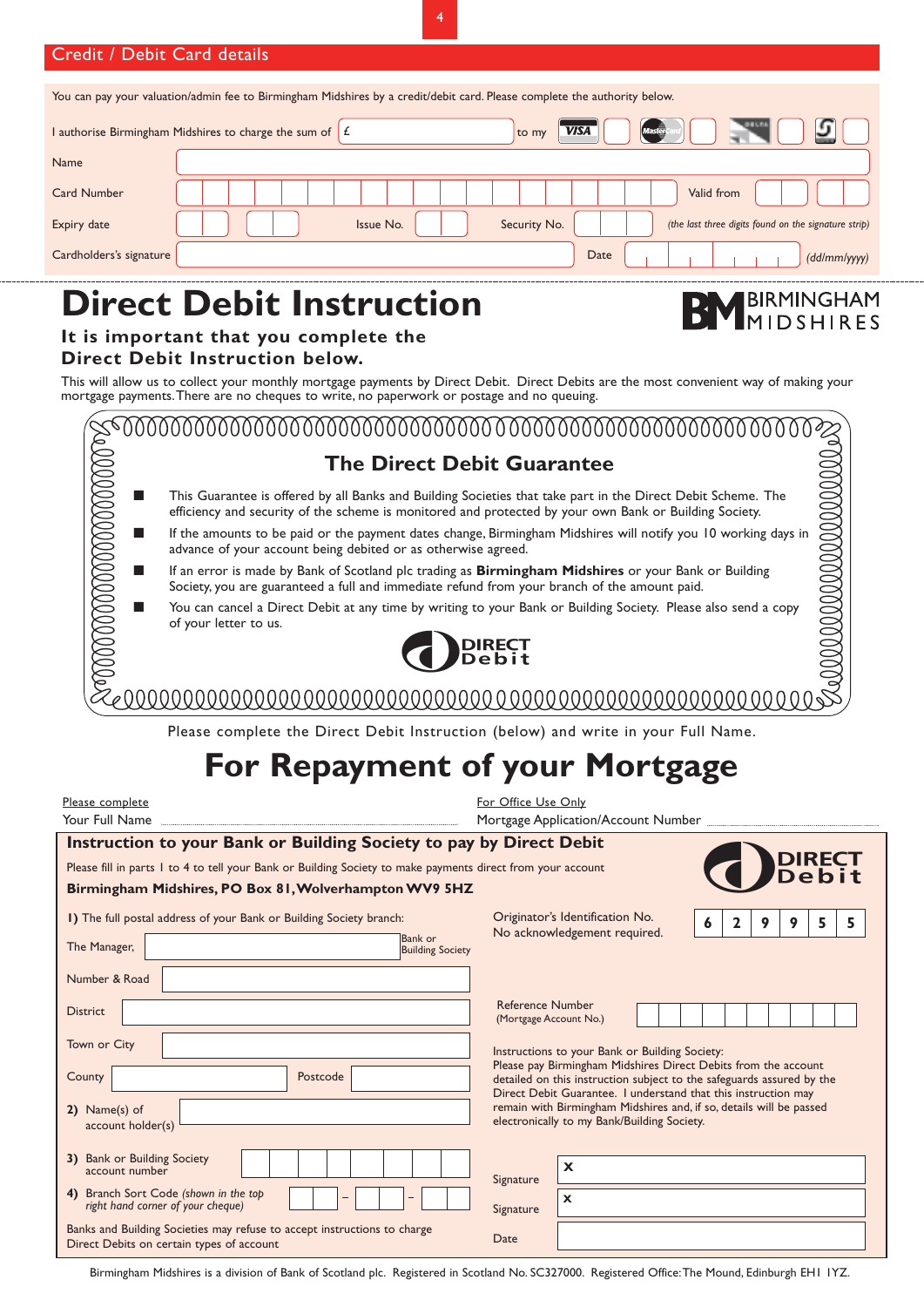## Credit / Debit Card details

You can pay your valuation/admin fee to Birmingham Midshires by a credit/debit card. Please complete the authority below.

I authorise Birmingham Midshires to charge the sum of £ ______ to my VISA ☐ MasterCard ☐ DELTA ☐ Switch ☐

Name

Card Number ______ Valid from

Expiry date ______ Issue No. ______ Security No. ______ *(the last three digits found on the signature strip)*

Cardholders's signature ______ Date ______ *(dd/mm/yyyy)*

# Direct Debit Instruction

BIRMINGHAM MIDSHIRES

### It is important that you complete the Direct Debit Instruction below.

This will allow us to collect your monthly mortgage payments by Direct Debit. Direct Debits are the most convenient way of making your mortgage payments. There are no cheques to write, no paperwork or postage and no queuing.

## The Direct Debit Guarantee

- This Guarantee is offered by all Banks and Building Societies that take part in the Direct Debit Scheme. The efficiency and security of the scheme is monitored and protected by your own Bank or Building Society.
- If the amounts to be paid or the payment dates change, Birmingham Midshires will notify you 10 working days in advance of your account being debited or as otherwise agreed.
- If an error is made by Bank of Scotland plc trading as **Birmingham Midshires** or your Bank or Building Society, you are guaranteed a full and immediate refund from your branch of the amount paid.
- You can cancel a Direct Debit at any time by writing to your Bank or Building Society. Please also send a copy of your letter to us.

DIRECT Debit

Please complete the Direct Debit Instruction (below) and write in your Full Name.

# For Repayment of your Mortgage

Please complete
Your Full Name ______

For Office Use Only
Mortgage Application/Account Number ______

## Instruction to your Bank or Building Society to pay by Direct Debit

Please fill in parts 1 to 4 to tell your Bank or Building Society to make payments direct from your account

**Birmingham Midshires, PO Box 81, Wolverhampton WV9 5HZ**

DIRECT Debit

**1)** The full postal address of your Bank or Building Society branch:

The Manager, ______ Bank or Building Society

Number & Road

District

Town or City

County ______ Postcode

**2)** Name(s) of account holder(s)

**3)** Bank or Building Society account number

**4)** Branch Sort Code *(shown in the top right hand corner of your cheque)* __ – __ – __

Banks and Building Societies may refuse to accept instructions to charge Direct Debits on certain types of account

Originator's Identification No. 6 2 9 9 5 5
No acknowledgement required.

Reference Number (Mortgage Account No.)

Instructions to your Bank or Building Society:
Please pay Birmingham Midshires Direct Debits from the account detailed on this instruction subject to the safeguards assured by the Direct Debit Guarantee. I understand that this instruction may remain with Birmingham Midshires and, if so, details will be passed electronically to my Bank/Building Society.

Signature **x**

Signature **x**

Date

Birmingham Midshires is a division of Bank of Scotland plc. Registered in Scotland No. SC327000. Registered Office: The Mound, Edinburgh EH1 1YZ.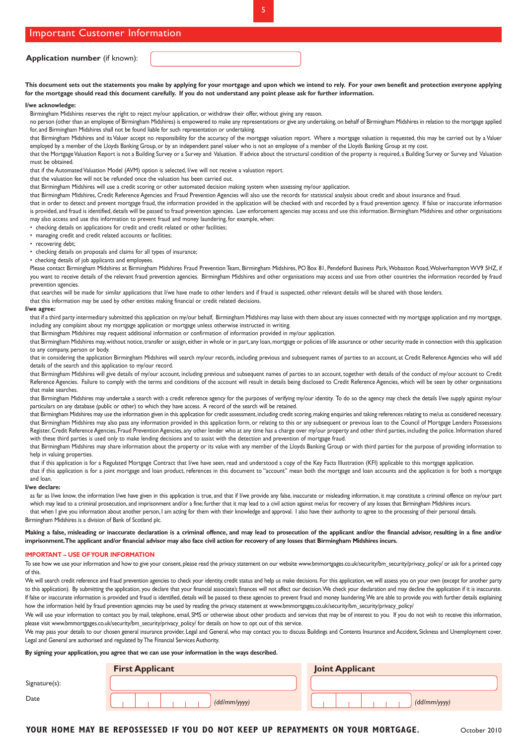## Important Customer Information

**Application number** (if known):

**This document sets out the statements you make by applying for your mortgage and upon which we intend to rely. For your own benefit and protection everyone applying for the mortgage should read this document carefully. If you do not understand any point please ask for further information.**

**I/we acknowledge:**

Birmingham Midshires reserves the right to reject my/our application, or withdraw their offer, without giving any reason.

no person (other than an employee of Birmingham Midshires) is empowered to make any representations or give any undertaking, on behalf of Birmingham Midshires in relation to the mortgage applied for, and Birmingham Midshires shall not be found liable for such representation or undertaking.

that Birmingham Midshires and its Valuer accept no responsibility for the accuracy of the mortgage valuation report. Where a mortgage valuation is requested, this may be carried out by a Valuer employed by a member of the Lloyds Banking Group, or by an independent panel valuer who is not an employee of a member of the Lloyds Banking Group at my cost.

that the Mortgage Valuation Report is not a Building Survey or a Survey and Valuation. If advice about the structural condition of the property is required, a Building Survey or Survey and Valuation must be obtained.

that if the Automated Valuation Model (AVM) option is selected, I/we will not receive a valuation report.

that the valuation fee will not be refunded once the valuation has been carried out.

that Birmingham Midshires will use a credit scoring or other automated decision making system when assessing my/our application.

that Birmingham Midshires, Credit Reference Agencies and Fraud Prevention Agencies will also use the records for statistical analysis about credit and about insurance and fraud.

that in order to detect and prevent mortgage fraud, the information provided in the application will be checked with and recorded by a fraud prevention agency. If false or inaccurate information is provided, and fraud is identified, details will be passed to fraud prevention agencies. Law enforcement agencies may access and use this information. Birmingham Midshires and other organisations may also access and use this information to prevent fraud and money laundering, for example, when:

- checking details on applications for credit and credit related or other facilities;
- managing credit and credit related accounts or facilities;
- recovering debt;
- checking details on proposals and claims for all types of insurance;
- checking details of job applicants and employees.

Please contact Birmingham Midshires at Birmingham Midshires Fraud Prevention Team, Birmingham Midshires, PO Box 81, Pendeford Business Park, Wobaston Road, Wolverhampton WV9 5HZ, if you want to receive details of the relevant fraud prevention agencies. Birmingham Midshires and other organisations may access and use from other countries the information recorded by fraud prevention agencies.

that searches will be made for similar applications that I/we have made to other lenders and if fraud is suspected, other relevant details will be shared with those lenders.

that this information may be used by other entities making financial or credit related decisions.

**I/we agree:**

that if a third party intermediary submitted this application on my/our behalf, Birmingham Midshires may liaise with them about any issues connected with my mortgage application and my mortgage, including any complaint about my mortgage application or mortgage unless otherwise instructed in writing.

that Birmingham Midshires may request additional information or confirmation of information provided in my/our application.

that Birmingham Midshires may, without notice, transfer or assign, either in whole or in part, any loan, mortgage or policies of life assurance or other security made in connection with this application to any company, person or body.

that in considering the application Birmingham Midshires will search my/our records, including previous and subsequent names of parties to an account, at Credit Reference Agencies who will add details of the search and this application to my/our record.

that Birmingham Midshires will give details of my/our account, including previous and subsequent names of parties to an account, together with details of the conduct of my/our account to Credit Reference Agencies. Failure to comply with the terms and conditions of the account will result in details being disclosed to Credit Reference Agencies, which will be seen by other organisations that make searches.

that Birmingham Midshires may undertake a search with a credit reference agency for the purposes of verifying my/our identity. To do so the agency may check the details I/we supply against my/our particulars on any database (public or other) to which they have access. A record of the search will be retained.

that Birmingham Midshires may use the information given in this application for credit assessment, including credit scoring, making enquiries and taking references relating to me/us as considered necessary.

that Birmingham Midshires may also pass any information provided in this application form, or relating to this or any subsequent or previous loan to the Council of Mortgage Lenders Possessions Register, Credit Reference Agencies, Fraud Prevention Agencies, any other lender who at any time has a charge over my/our property and other third parties, including the police. Information shared with these third parties is used only to make lending decisions and to assist with the detection and prevention of mortgage fraud.

that Birmingham Midshires may share information about the property or its value with any member of the Lloyds Banking Group or with third parties for the purpose of providing information to help in valuing properties.

that if this application is for a Regulated Mortgage Contract that I/we have seen, read and understood a copy of the Key Facts Illustration (KFI) applicable to this mortgage application.

that if this application is for a joint mortgage and loan product, references in this document to "account" mean both the mortgage and loan accounts and the application is for both a mortgage and loan.

**I/we declare:**

as far as I/we know, the information I/we have given in this application is true, and that if I/we provide any false, inaccurate or misleading information, it may constitute a criminal offence on my/our part which may lead to a criminal prosecution, and imprisonment and/or a fine; further that it may lead to a civil action against me/us for recovery of any losses that Birmingham Midshires incurs.

that when I give you information about another person, I am acting for them with their knowledge and approval. I also have their authority to agree to the processing of their personal details.

Birmingham Midshires is a division of Bank of Scotland plc.

**Making a false, misleading or inaccurate declaration is a criminal offence, and may lead to prosecution of the applicant and/or the financial advisor, resulting in a fine and/or imprisonment. The applicant and/or financial advisor may also face civil action for recovery of any losses that Birmingham Midshires incurs.**

**IMPORTANT – USE OF YOUR INFORMATION**

To see how we use your information and how to give your consent, please read the privacy statement on our website www.bmmortgages.co.uk/security/bm_security/privacy_policy/ or ask for a printed copy of this.

We will search credit reference and fraud prevention agencies to check your identity, credit status and help us make decisions. For this application, we will assess you on your own (except for another party to this application). By submitting the application, you declare that your financial associate's finances will not affect our decision. We check your declaration and may decline the application if it is inaccurate. If false or inaccurate information is provided and fraud is identified, details will be passed to these agencies to prevent fraud and money laundering. We are able to provide you with further details explaining how the information held by fraud prevention agencies may be used by reading the privacy statement at www.bmmortgages.co.uk/security/bm_security/privacy_policy/

We will use your information to contact you by mail, telephone, email, SMS or otherwise about other products and services that may be of interest to you. If you do not wish to receive this information, please visit www.bmmortgages.co.uk/security/bm_security/privacy_policy/ for details on how to opt out of this service.

We may pass your details to our chosen general insurance provider, Legal and General, who may contact you to discuss Buildings and Contents Insurance and Accident, Sickness and Unemployment cover. Legal and General are authorised and regulated by The Financial Services Authority.

**By signing your application, you agree that we can use your information in the ways described.**

| | First Applicant | Joint Applicant |
|---|---|---|
| Signature(s): | | |
| Date | (dd/mm/yyyy) | (dd/mm/yyyy) |

**YOUR HOME MAY BE REPOSSESSED IF YOU DO NOT KEEP UP REPAYMENTS ON YOUR MORTGAGE.**

October 2010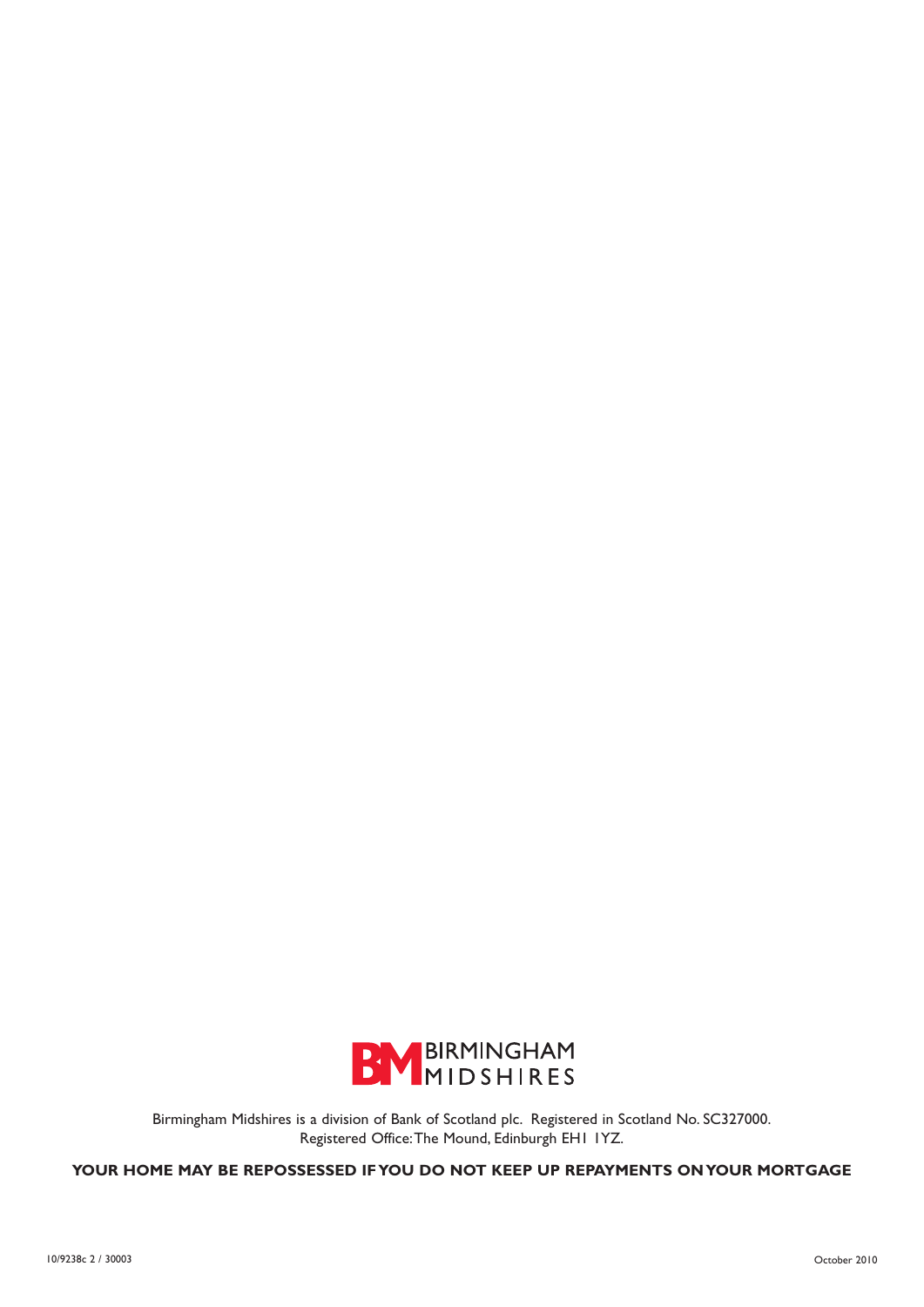BIRMINGHAM MIDSHIRES

Birmingham Midshires is a division of Bank of Scotland plc. Registered in Scotland No. SC327000.
Registered Office: The Mound, Edinburgh EH1 1YZ.

**YOUR HOME MAY BE REPOSSESSED IF YOU DO NOT KEEP UP REPAYMENTS ON YOUR MORTGAGE**

10/9238c 2 / 30003

October 2010